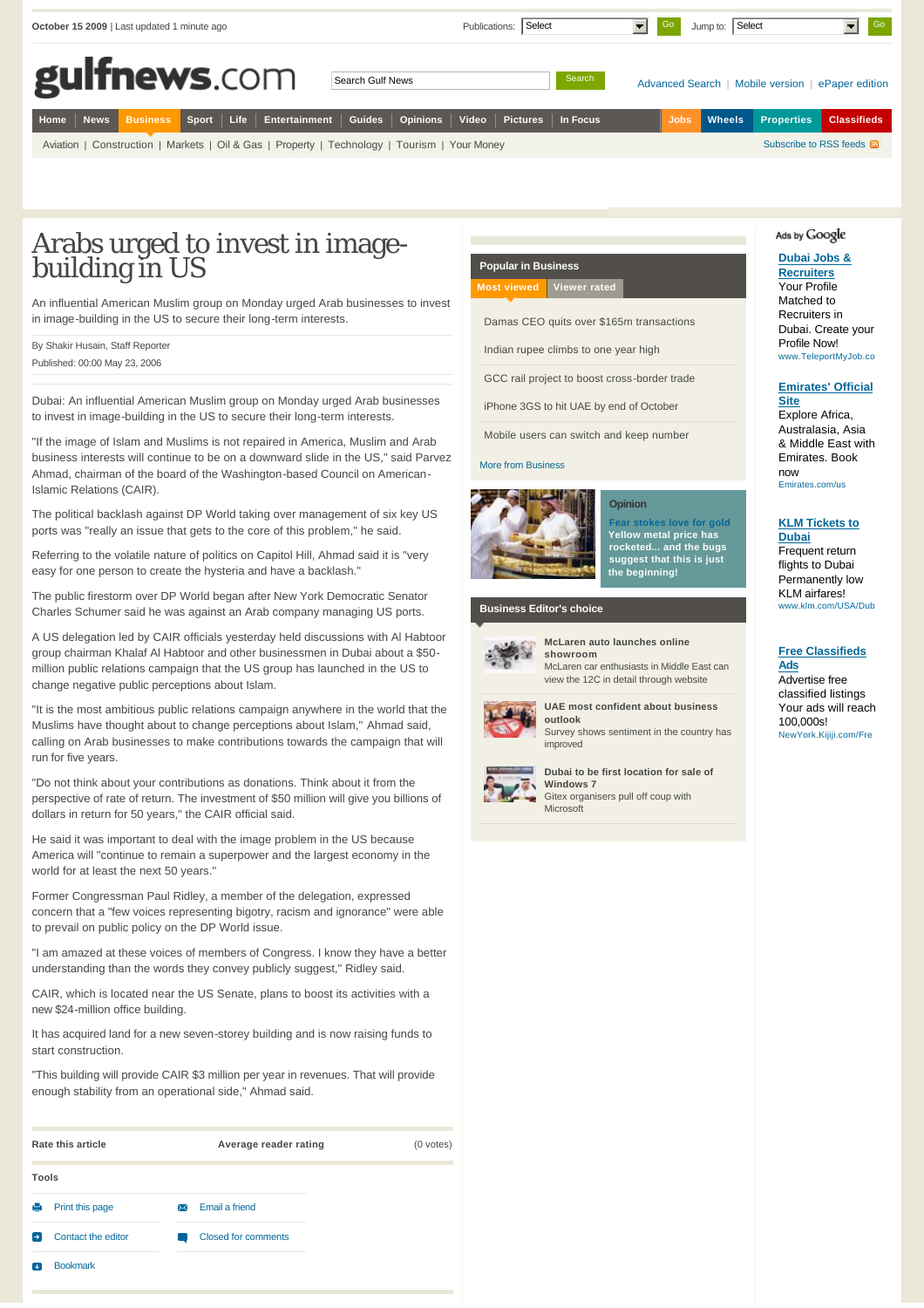October 15 2009 | Last updated 1 minute ago

Publications: Select Go Jump to: Select Go

gulfnews.com

Search Gulf News Search Advanced Search | Mobile version | ePaper edition

Home | News | Business | Sport | Life | Entertainment | Guides | Opinions | Video | Pictures | In Focus | Jobs | Wheels | Properties | Classifieds

Aviation | Construction | Markets | Oil & Gas | Property | Technology | Tourism | Your Money

Subscribe to RSS feeds

# Arabs urged to invest in image-building in US

An influential American Muslim group on Monday urged Arab businesses to invest in image-building in the US to secure their long-term interests.

By Shakir Husain, Staff Reporter

Published: 00:00 May 23, 2006

Dubai: An influential American Muslim group on Monday urged Arab businesses to invest in image-building in the US to secure their long-term interests.

"If the image of Islam and Muslims is not repaired in America, Muslim and Arab business interests will continue to be on a downward slide in the US," said Parvez Ahmad, chairman of the board of the Washington-based Council on American-Islamic Relations (CAIR).

The political backlash against DP World taking over management of six key US ports was "really an issue that gets to the core of this problem," he said.

Referring to the volatile nature of politics on Capitol Hill, Ahmad said it is "very easy for one person to create the hysteria and have a backlash."

The public firestorm over DP World began after New York Democratic Senator Charles Schumer said he was against an Arab company managing US ports.

A US delegation led by CAIR officials yesterday held discussions with Al Habtoor group chairman Khalaf Al Habtoor and other businessmen in Dubai about a $50-million public relations campaign that the US group has launched in the US to change negative public perceptions about Islam.

"It is the most ambitious public relations campaign anywhere in the world that the Muslims have thought about to change perceptions about Islam," Ahmad said, calling on Arab businesses to make contributions towards the campaign that will run for five years.

"Do not think about your contributions as donations. Think about it from the perspective of rate of return. The investment of $50 million will give you billions of dollars in return for 50 years," the CAIR official said.

He said it was important to deal with the image problem in the US because America will "continue to remain a superpower and the largest economy in the world for at least the next 50 years."

Former Congressman Paul Ridley, a member of the delegation, expressed concern that a "few voices representing bigotry, racism and ignorance" were able to prevail on public policy on the DP World issue.

"I am amazed at these voices of members of Congress. I know they have a better understanding than the words they convey publicly suggest," Ridley said.

CAIR, which is located near the US Senate, plans to boost its activities with a new $24-million office building.

It has acquired land for a new seven-storey building and is now raising funds to start construction.

"This building will provide CAIR $3 million per year in revenues. That will provide enough stability from an operational side," Ahmad said.

Rate this article | Average reader rating | (0 votes)

**Tools**

- Print this page
- Email a friend
- Contact the editor
- Closed for comments
- Bookmark

## Popular in Business

Most viewed | Viewer rated

- Damas CEO quits over $165m transactions
- Indian rupee climbs to one year high
- GCC rail project to boost cross-border trade
- iPhone 3GS to hit UAE by end of October
- Mobile users can switch and keep number

More from Business

**Opinion**

**Fear stokes love for gold**
Yellow metal price has rocketed... and the bugs suggest that this is just the beginning!

## Business Editor's choice

**McLaren auto launches online showroom**
McLaren car enthusiasts in Middle East can view the 12C in detail through website

**UAE most confident about business outlook**
Survey shows sentiment in the country has improved

**Dubai to be first location for sale of Windows 7**
Gitex organisers pull off coup with Microsoft

Ads by Google

**Dubai Jobs & Recruiters**
Your Profile Matched to Recruiters in Dubai. Create your Profile Now!
www.TeleportMyJob.co

**Emirates' Official Site**
Explore Africa, Australasia, Asia & Middle East with Emirates. Book now
Emirates.com/us

**KLM Tickets to Dubai**
Frequent return flights to Dubai Permanently low KLM airfares!
www.klm.com/USA/Dub

**Free Classifieds Ads**
Advertise free classified listings Your ads will reach 100,000s!
NewYork.Kijiji.com/Fre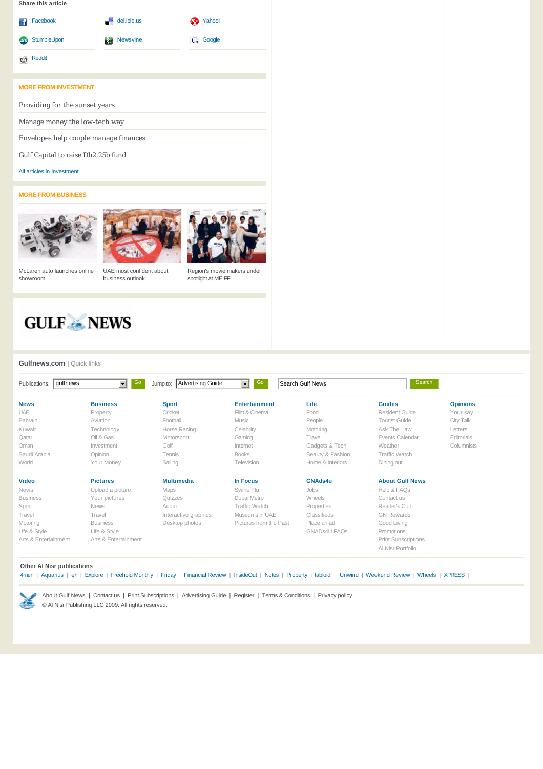Share this article

- Facebook
- del.icio.us
- Yahoo!
- StumbleUpon
- Newsvine
- Google
- Reddit

## MORE FROM INVESTMENT

- Providing for the sunset years
- Manage money the low-tech way
- Envelopes help couple manage finances
- Gulf Capital to raise Dh2.25b fund

All articles in Investment

## MORE FROM BUSINESS

- McLaren auto launches online showroom
- UAE most confident about business outlook
- Region's movie makers under spotlight at MEIFF

GULF NEWS

**Gulfnews.com** | Quick links

Publications: gulfnews Go Jump to: Advertising Guide Go Search Gulf News Search

**News**
- UAE
- Bahrain
- Kuwait
- Qatar
- Oman
- Saudi Arabia
- World

**Business**
- Property
- Aviation
- Technology
- Oil & Gas
- Investment
- Opinion
- Your Money

**Sport**
- Cricket
- Football
- Horse Racing
- Motorsport
- Golf
- Tennis
- Sailing

**Entertainment**
- Film & Cinema
- Music
- Celebrity
- Gaming
- Internet
- Books
- Television

**Life**
- Food
- People
- Motoring
- Travel
- Gadgets & Tech
- Beauty & Fashion
- Home & Interiors

**Guides**
- Resident Guide
- Tourist Guide
- Ask The Law
- Events Calendar
- Weather
- Traffic Watch
- Dining out

**Opinions**
- Your say
- City Talk
- Letters
- Editorials
- Columnists

**Video**
- News
- Business
- Sport
- Travel
- Motoring
- Life & Style
- Arts & Entertainment

**Pictures**
- Upload a picture
- Your pictures
- News
- Travel
- Business
- Life & Style
- Arts & Entertainment

**Multimedia**
- Maps
- Quizzes
- Audio
- Interactive graphics
- Desktop photos

**In Focus**
- Swine Flu
- Dubai Metro
- Traffic Watch
- Museums in UAE
- Pictures from the Past

**GNAds4u**
- Jobs
- Wheels
- Properties
- Classifieds
- Place an ad
- GNADS4U FAQs

**About Gulf News**
- Help & FAQs
- Contact us
- Reader's Club
- GN Rewards
- Good Living
- Promotions
- Print Subscriptions
- Al Nisr Portfolio

**Other Al Nisr publications**

4men | Aquarius | e+ | Explore | Freehold Monthly | Friday | Financial Review | InsideOut | Notes | Property | tabloid! | Unwind | Weekend Review | Wheels | XPRESS |

About Gulf News | Contact us | Print Subscriptions | Advertising Guide | Register | Terms & Conditions | Privacy policy

© Al Nisr Publishing LLC 2009. All rights reserved.